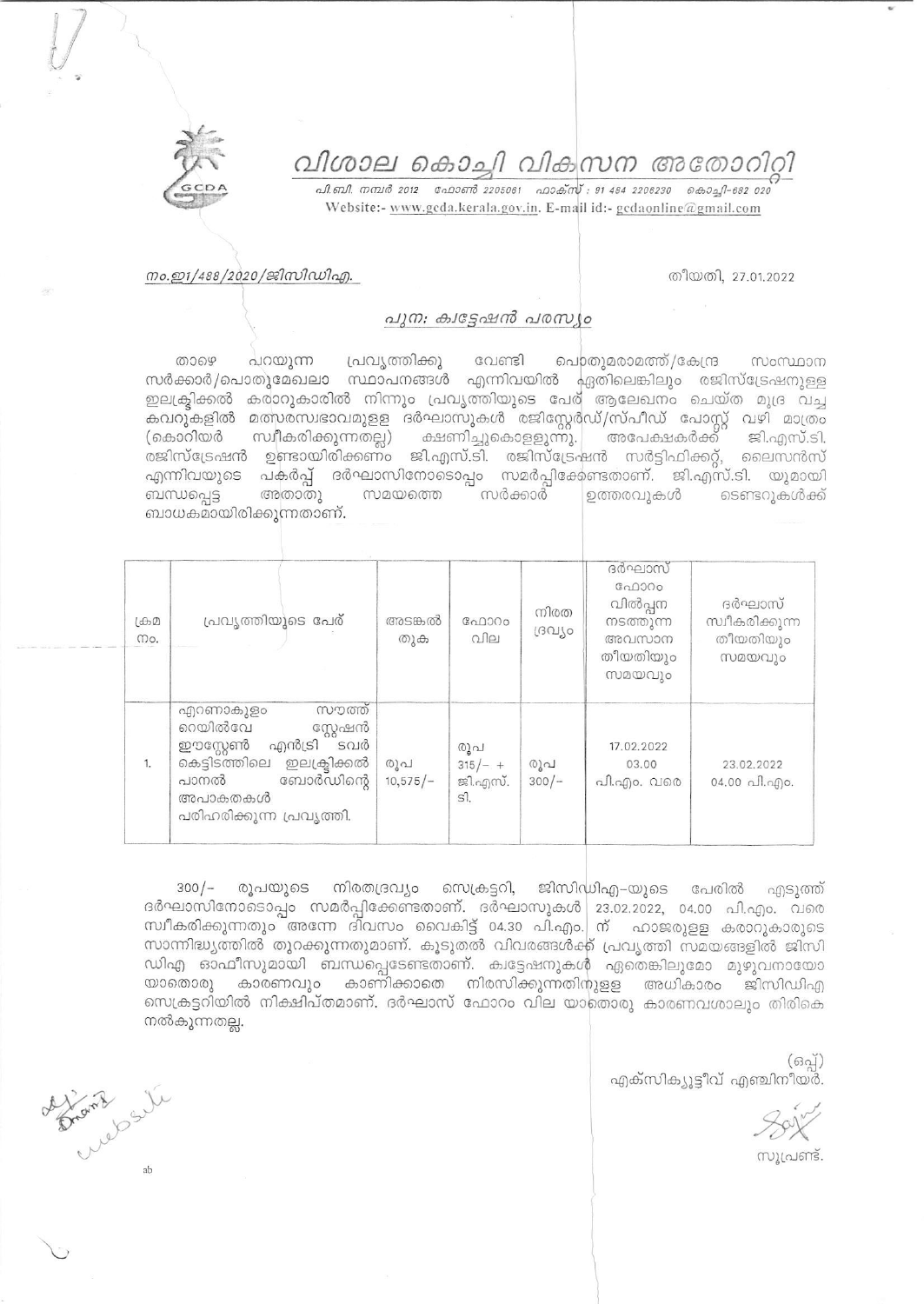# വിശാല കൊച്ചി വികസന അതോറിറ്റി

പി.ബി. നമ്പർ 2012 ഫോൺ 2205061 ഫാക്സ് : 91 484 2206230 കൊച്ചി-682 020

Website:- www.gcda.kerala.gov.in. E-mail id:- gcdaonline@gmail.com

നം.ഇ1/488/2020/ജിസിഡിഎ.

തീയതി, 27.01.2022

## പുനഃ ക്വട്ടേഷൻ പരസ്യം

താഴെ പറയുന്ന പ്രവൃത്തിക്കു വേണ്ടി പൊതുമരാമത്ത്/കേന്ദ്ര സംസ്ഥാന സർക്കാർ/പൊതുമേഖലാ സ്ഥാപനങ്ങൾ എന്നിവയിൽ ഏതിലെങ്കിലും രജിസ്ട്രേഷനുള്ള ഇലക്ട്രിക്കൽ കരാറുകാരിൽ നിന്നും പ്രവൃത്തിയുടെ പേര് ആലേഖനം ചെയ്ത മുദ്ര വച്ച കവറുകളിൽ മത്സരസ്വഭാവമുള്ള ദർഘാസുകൾ രജിസ്റ്റേർഡ്/സ്പീഡ് പോസ്റ്റ് വഴി മാത്രം (കൊറിയർ സ്വീകരിക്കുന്നതല്ല) ക്ഷണിച്ചുകൊള്ളുന്നു. അപേക്ഷകർക്ക് ജി.എസ്.ടി. രജിസ്ട്രേഷൻ ഉണ്ടായിരിക്കണം ജി.എസ്.ടി. രജിസ്ട്രേഷൻ സർട്ടിഫിക്കറ്റ്, ലൈസൻസ് എന്നിവയുടെ പകർപ്പ് ദർഘാസിനോടൊപ്പം സമർപ്പിക്കേണ്ടതാണ്. ജി.എസ്.ടി. യുമായി ബന്ധപ്പെട്ട അതാതു സമയത്തെ സർക്കാർ ഉത്തരവുകൾ ടെണ്ടറുകൾക്ക് ബാധകമായിരിക്കുന്നതാണ്.

| ക്രമ നം. | പ്രവൃത്തിയുടെ പേര് | അടങ്കൽ തുക | ഫോറം വില | നിരത ദ്രവ്യം | ദർഘാസ് ഫോറം വിൽപ്പന നടത്തുന്ന അവസാന തീയതിയും സമയവും | ദർഘാസ് സ്വീകരിക്കുന്ന തീയതിയും സമയവും |
|---|---|---|---|---|---|---|
| 1. | എറണാകുളം സൗത്ത് റെയിൽവേ സ്റ്റേഷൻ ഈസ്റ്റേൺ എൻട്രി ടവർ കെട്ടിടത്തിലെ ഇലക്ട്രിക്കൽ പാനൽ ബോർഡിന്റെ അപാകതകൾ പരിഹരിക്കുന്ന പ്രവൃത്തി. | രൂപ 10,575/- | രൂപ 315/- + ജി.എസ്.ടി. | രൂപ 300/- | 17.02.2022 03.00 പി.എം. വരെ | 23.02.2022 04.00 പി.എം. |

300/- രൂപയുടെ നിരതദ്രവ്യം സെക്രട്ടറി, ജിസിഡിഎ-യുടെ പേരിൽ എടുത്ത് ദർഘാസിനോടൊപ്പം സമർപ്പിക്കേണ്ടതാണ്. ദർഘാസുകൾ 23.02.2022, 04.00 പി.എം. വരെ സ്വീകരിക്കുന്നതും അന്നേ ദിവസം വൈകിട്ട് 04.30 പി.എം. ന് ഹാജരുള്ള കരാറുകാരുടെ സാന്നിദ്ധ്യത്തിൽ തുറക്കുന്നതുമാണ്. കൂടുതൽ വിവരങ്ങൾക്ക് പ്രവൃത്തി സമയങ്ങളിൽ ജിസി ഡിഎ ഓഫീസുമായി ബന്ധപ്പെടേണ്ടതാണ്. ക്വട്ടേഷനുകൾ ഏതെങ്കിലുമോ മുഴുവനായോ യാതൊരു കാരണവും കാണിക്കാതെ നിരസിക്കുന്നതിനുള്ള അധികാരം ജിസിഡിഎ സെക്രട്ടറിയിൽ നിക്ഷിപ്തമാണ്. ദർഘാസ് ഫോറം വില യാതൊരു കാരണവശാലും തിരികെ നൽകുന്നതല്ല.

(ഒപ്പ്)
എക്സിക്യൂട്ടീവ് എഞ്ചിനീയർ.

സൂപ്രണ്ട്.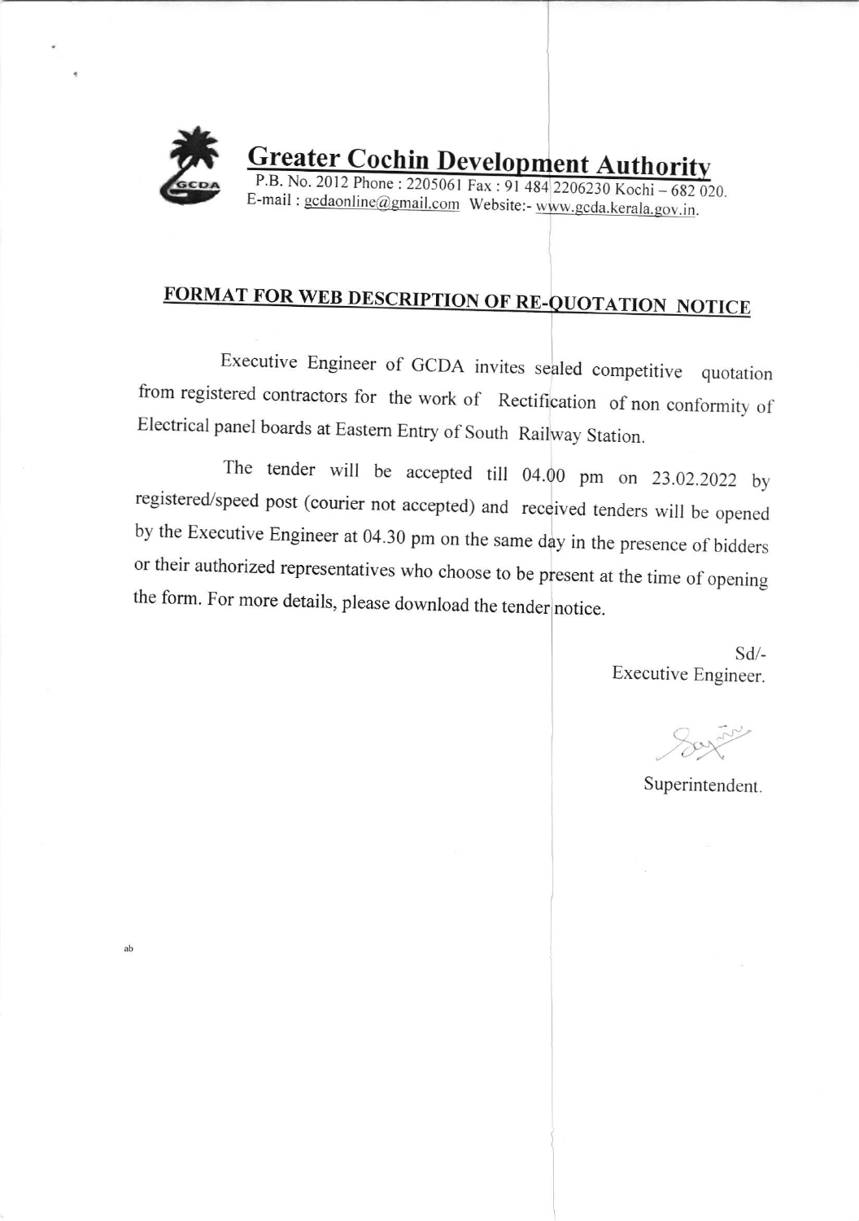# Greater Cochin Development Authority

P.B. No. 2012 Phone : 2205061 Fax : 91 484 2206230 Kochi – 682 020.
E-mail : gcdaonline@gmail.com Website:- www.gcda.kerala.gov.in.

## FORMAT FOR WEB DESCRIPTION OF RE-QUOTATION NOTICE

Executive Engineer of GCDA invites sealed competitive quotation from registered contractors for the work of Rectification of non conformity of Electrical panel boards at Eastern Entry of South Railway Station.

The tender will be accepted till 04.00 pm on 23.02.2022 by registered/speed post (courier not accepted) and received tenders will be opened by the Executive Engineer at 04.30 pm on the same day in the presence of bidders or their authorized representatives who choose to be present at the time of opening the form. For more details, please download the tender notice.

Sd/-
Executive Engineer.

Superintendent.

ab